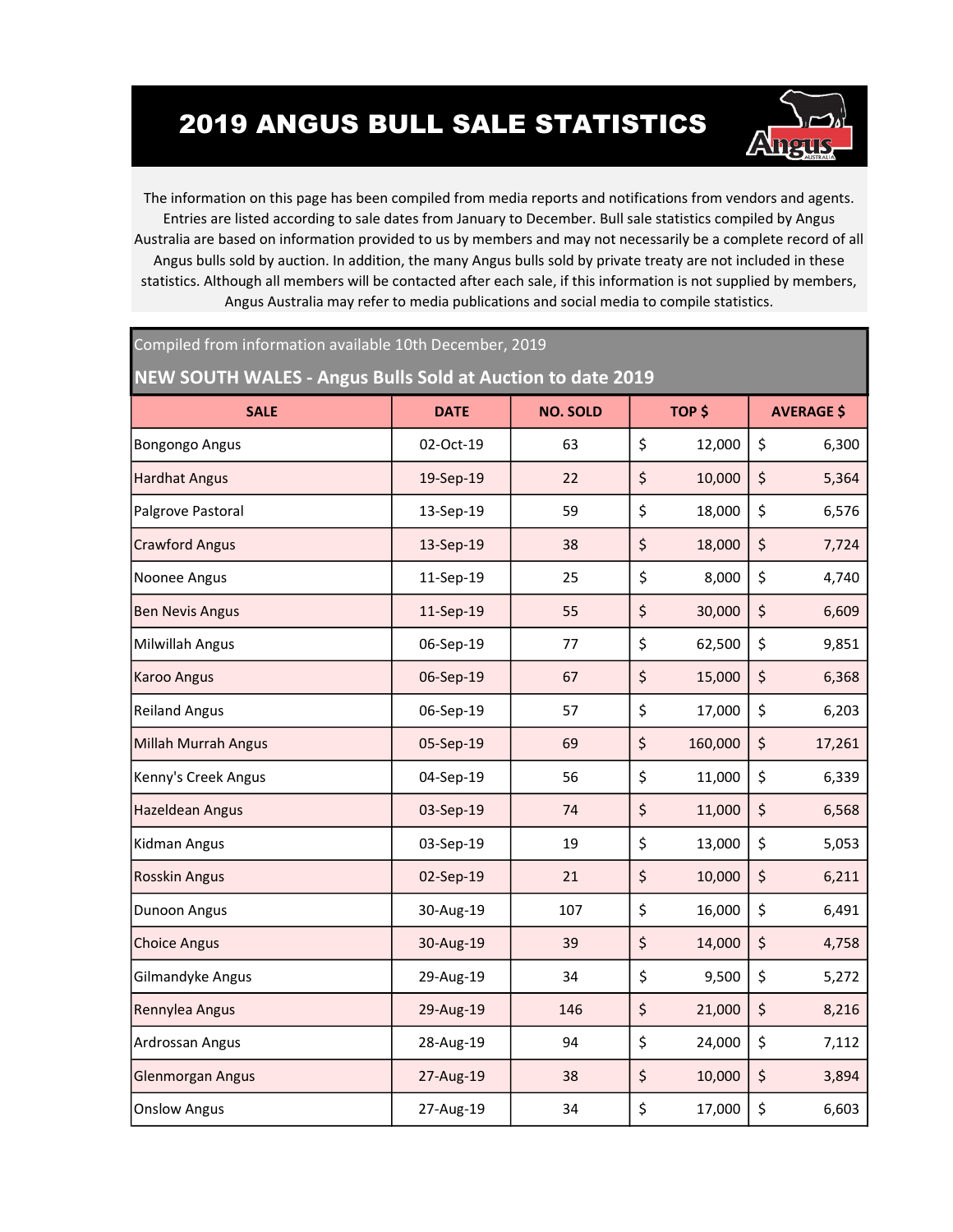# 2019 ANGUS BULL SALE STATISTICS

The information on this page has been compiled from media reports and notifications from vendors and agents. Entries are listed according to sale dates from January to December. Bull sale statistics compiled by Angus Australia are based on information provided to us by members and may not necessarily be a complete record of all Angus bulls sold by auction. In addition, the many Angus bulls sold by private treaty are not included in these statistics. Although all members will be contacted after each sale, if this information is not supplied by members, Angus Australia may refer to media publications and social media to compile statistics.

Compiled from information available 10th December, 2019

## NEW SOUTH WALES - Angus Bulls Sold at Auction to date 2019

| SALE | DATE | NO. SOLD | TOP $ | AVERAGE $ |
|---|---|---|---|---|
| Bongongo Angus | 02-Oct-19 | 63 | $ 12,000 | $ 6,300 |
| Hardhat Angus | 19-Sep-19 | 22 | $ 10,000 | $ 5,364 |
| Palgrove Pastoral | 13-Sep-19 | 59 | $ 18,000 | $ 6,576 |
| Crawford Angus | 13-Sep-19 | 38 | $ 18,000 | $ 7,724 |
| Noonee Angus | 11-Sep-19 | 25 | $ 8,000 | $ 4,740 |
| Ben Nevis Angus | 11-Sep-19 | 55 | $ 30,000 | $ 6,609 |
| Milwillah Angus | 06-Sep-19 | 77 | $ 62,500 | $ 9,851 |
| Karoo Angus | 06-Sep-19 | 67 | $ 15,000 | $ 6,368 |
| Reiland Angus | 06-Sep-19 | 57 | $ 17,000 | $ 6,203 |
| Millah Murrah Angus | 05-Sep-19 | 69 | $ 160,000 | $ 17,261 |
| Kenny's Creek Angus | 04-Sep-19 | 56 | $ 11,000 | $ 6,339 |
| Hazeldean Angus | 03-Sep-19 | 74 | $ 11,000 | $ 6,568 |
| Kidman Angus | 03-Sep-19 | 19 | $ 13,000 | $ 5,053 |
| Rosskin Angus | 02-Sep-19 | 21 | $ 10,000 | $ 6,211 |
| Dunoon Angus | 30-Aug-19 | 107 | $ 16,000 | $ 6,491 |
| Choice Angus | 30-Aug-19 | 39 | $ 14,000 | $ 4,758 |
| Gilmandyke Angus | 29-Aug-19 | 34 | $ 9,500 | $ 5,272 |
| Rennylea Angus | 29-Aug-19 | 146 | $ 21,000 | $ 8,216 |
| Ardrossan Angus | 28-Aug-19 | 94 | $ 24,000 | $ 7,112 |
| Glenmorgan Angus | 27-Aug-19 | 38 | $ 10,000 | $ 3,894 |
| Onslow Angus | 27-Aug-19 | 34 | $ 17,000 | $ 6,603 |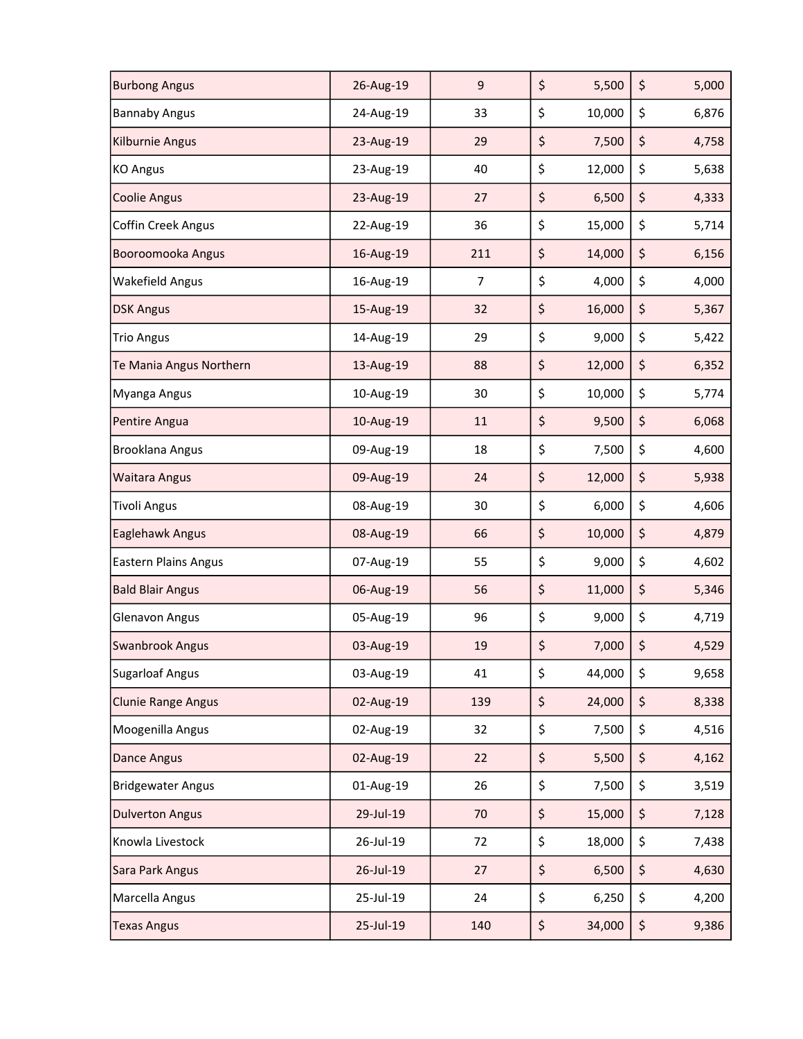| | | | | |
|---|---|---|---|---|
| Burbong Angus | 26-Aug-19 | 9 | $ 5,500 | $ 5,000 |
| Bannaby Angus | 24-Aug-19 | 33 | $ 10,000 | $ 6,876 |
| Kilburnie Angus | 23-Aug-19 | 29 | $ 7,500 | $ 4,758 |
| KO Angus | 23-Aug-19 | 40 | $ 12,000 | $ 5,638 |
| Coolie Angus | 23-Aug-19 | 27 | $ 6,500 | $ 4,333 |
| Coffin Creek Angus | 22-Aug-19 | 36 | $ 15,000 | $ 5,714 |
| Booroomooka Angus | 16-Aug-19 | 211 | $ 14,000 | $ 6,156 |
| Wakefield Angus | 16-Aug-19 | 7 | $ 4,000 | $ 4,000 |
| DSK Angus | 15-Aug-19 | 32 | $ 16,000 | $ 5,367 |
| Trio Angus | 14-Aug-19 | 29 | $ 9,000 | $ 5,422 |
| Te Mania Angus Northern | 13-Aug-19 | 88 | $ 12,000 | $ 6,352 |
| Myanga Angus | 10-Aug-19 | 30 | $ 10,000 | $ 5,774 |
| Pentire Angua | 10-Aug-19 | 11 | $ 9,500 | $ 6,068 |
| Brooklana Angus | 09-Aug-19 | 18 | $ 7,500 | $ 4,600 |
| Waitara Angus | 09-Aug-19 | 24 | $ 12,000 | $ 5,938 |
| Tivoli Angus | 08-Aug-19 | 30 | $ 6,000 | $ 4,606 |
| Eaglehawk Angus | 08-Aug-19 | 66 | $ 10,000 | $ 4,879 |
| Eastern Plains Angus | 07-Aug-19 | 55 | $ 9,000 | $ 4,602 |
| Bald Blair Angus | 06-Aug-19 | 56 | $ 11,000 | $ 5,346 |
| Glenavon Angus | 05-Aug-19 | 96 | $ 9,000 | $ 4,719 |
| Swanbrook Angus | 03-Aug-19 | 19 | $ 7,000 | $ 4,529 |
| Sugarloaf Angus | 03-Aug-19 | 41 | $ 44,000 | $ 9,658 |
| Clunie Range Angus | 02-Aug-19 | 139 | $ 24,000 | $ 8,338 |
| Moogenilla Angus | 02-Aug-19 | 32 | $ 7,500 | $ 4,516 |
| Dance Angus | 02-Aug-19 | 22 | $ 5,500 | $ 4,162 |
| Bridgewater Angus | 01-Aug-19 | 26 | $ 7,500 | $ 3,519 |
| Dulverton Angus | 29-Jul-19 | 70 | $ 15,000 | $ 7,128 |
| Knowla Livestock | 26-Jul-19 | 72 | $ 18,000 | $ 7,438 |
| Sara Park Angus | 26-Jul-19 | 27 | $ 6,500 | $ 4,630 |
| Marcella Angus | 25-Jul-19 | 24 | $ 6,250 | $ 4,200 |
| Texas Angus | 25-Jul-19 | 140 | $ 34,000 | $ 9,386 |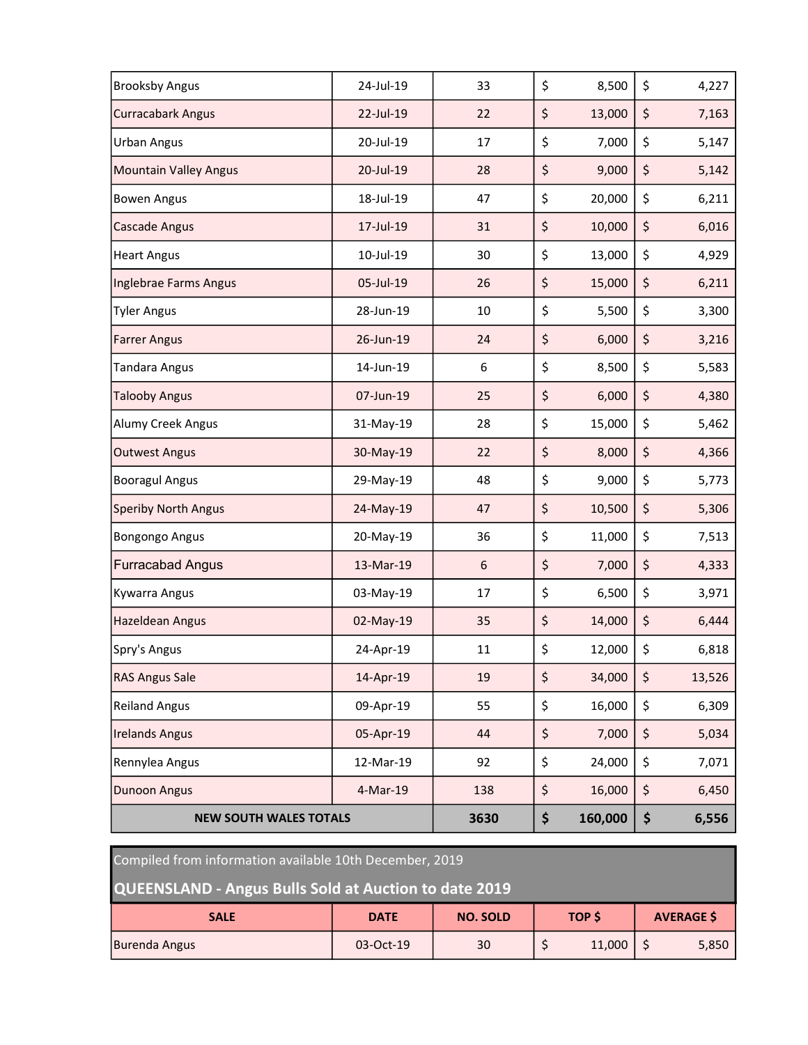| | | | | |
|---|---|---|---|---|
| Brooksby Angus | 24-Jul-19 | 33 | $ 8,500 | $ 4,227 |
| Curracabark Angus | 22-Jul-19 | 22 | $ 13,000 | $ 7,163 |
| Urban Angus | 20-Jul-19 | 17 | $ 7,000 | $ 5,147 |
| Mountain Valley Angus | 20-Jul-19 | 28 | $ 9,000 | $ 5,142 |
| Bowen Angus | 18-Jul-19 | 47 | $ 20,000 | $ 6,211 |
| Cascade Angus | 17-Jul-19 | 31 | $ 10,000 | $ 6,016 |
| Heart Angus | 10-Jul-19 | 30 | $ 13,000 | $ 4,929 |
| Inglebrae Farms Angus | 05-Jul-19 | 26 | $ 15,000 | $ 6,211 |
| Tyler Angus | 28-Jun-19 | 10 | $ 5,500 | $ 3,300 |
| Farrer Angus | 26-Jun-19 | 24 | $ 6,000 | $ 3,216 |
| Tandara Angus | 14-Jun-19 | 6 | $ 8,500 | $ 5,583 |
| Talooby Angus | 07-Jun-19 | 25 | $ 6,000 | $ 4,380 |
| Alumy Creek Angus | 31-May-19 | 28 | $ 15,000 | $ 5,462 |
| Outwest Angus | 30-May-19 | 22 | $ 8,000 | $ 4,366 |
| Booragul Angus | 29-May-19 | 48 | $ 9,000 | $ 5,773 |
| Speriby North Angus | 24-May-19 | 47 | $ 10,500 | $ 5,306 |
| Bongongo Angus | 20-May-19 | 36 | $ 11,000 | $ 7,513 |
| Furracabad Angus | 13-Mar-19 | 6 | $ 7,000 | $ 4,333 |
| Kywarra Angus | 03-May-19 | 17 | $ 6,500 | $ 3,971 |
| Hazeldean Angus | 02-May-19 | 35 | $ 14,000 | $ 6,444 |
| Spry's Angus | 24-Apr-19 | 11 | $ 12,000 | $ 6,818 |
| RAS Angus Sale | 14-Apr-19 | 19 | $ 34,000 | $ 13,526 |
| Reiland Angus | 09-Apr-19 | 55 | $ 16,000 | $ 6,309 |
| Irelands Angus | 05-Apr-19 | 44 | $ 7,000 | $ 5,034 |
| Rennylea Angus | 12-Mar-19 | 92 | $ 24,000 | $ 7,071 |
| Dunoon Angus | 4-Mar-19 | 138 | $ 16,000 | $ 6,450 |
| **NEW SOUTH WALES TOTALS** | | **3630** | **$ 160,000** | **$ 6,556** |

Compiled from information available 10th December, 2019

## QUEENSLAND - Angus Bulls Sold at Auction to date 2019

| SALE | DATE | NO. SOLD | TOP $ | AVERAGE $ |
|---|---|---|---|---|
| Burenda Angus | 03-Oct-19 | 30 | $ 11,000 | $ 5,850 |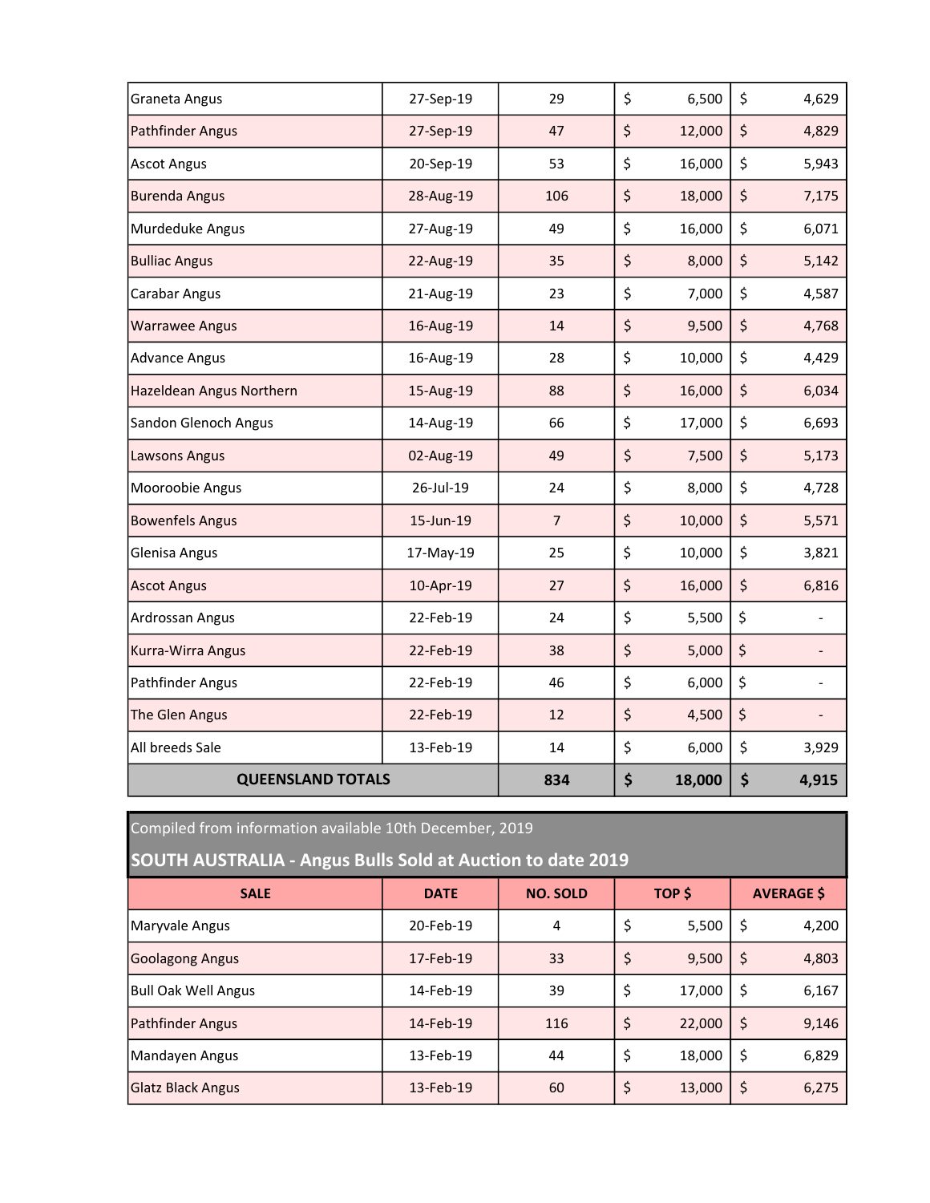| Sale | Date | No. Sold | Top $ | Average $ |
|---|---|---|---|---|
| Graneta Angus | 27-Sep-19 | 29 | $ 6,500 | $ 4,629 |
| Pathfinder Angus | 27-Sep-19 | 47 | $ 12,000 | $ 4,829 |
| Ascot Angus | 20-Sep-19 | 53 | $ 16,000 | $ 5,943 |
| Burenda Angus | 28-Aug-19 | 106 | $ 18,000 | $ 7,175 |
| Murdeduke Angus | 27-Aug-19 | 49 | $ 16,000 | $ 6,071 |
| Bulliac Angus | 22-Aug-19 | 35 | $ 8,000 | $ 5,142 |
| Carabar Angus | 21-Aug-19 | 23 | $ 7,000 | $ 4,587 |
| Warrawee Angus | 16-Aug-19 | 14 | $ 9,500 | $ 4,768 |
| Advance Angus | 16-Aug-19 | 28 | $ 10,000 | $ 4,429 |
| Hazeldean Angus Northern | 15-Aug-19 | 88 | $ 16,000 | $ 6,034 |
| Sandon Glenoch Angus | 14-Aug-19 | 66 | $ 17,000 | $ 6,693 |
| Lawsons Angus | 02-Aug-19 | 49 | $ 7,500 | $ 5,173 |
| Mooroobie Angus | 26-Jul-19 | 24 | $ 8,000 | $ 4,728 |
| Bowenfels Angus | 15-Jun-19 | 7 | $ 10,000 | $ 5,571 |
| Glenisa Angus | 17-May-19 | 25 | $ 10,000 | $ 3,821 |
| Ascot Angus | 10-Apr-19 | 27 | $ 16,000 | $ 6,816 |
| Ardrossan Angus | 22-Feb-19 | 24 | $ 5,500 | $ - |
| Kurra-Wirra Angus | 22-Feb-19 | 38 | $ 5,000 | $ - |
| Pathfinder Angus | 22-Feb-19 | 46 | $ 6,000 | $ - |
| The Glen Angus | 22-Feb-19 | 12 | $ 4,500 | $ - |
| All breeds Sale | 13-Feb-19 | 14 | $ 6,000 | $ 3,929 |
| **QUEENSLAND TOTALS** | | **834** | **$ 18,000** | **$ 4,915** |

Compiled from information available 10th December, 2019

## SOUTH AUSTRALIA - Angus Bulls Sold at Auction to date 2019

| SALE | DATE | NO. SOLD | TOP $ | AVERAGE $ |
|---|---|---|---|---|
| Maryvale Angus | 20-Feb-19 | 4 | $ 5,500 | $ 4,200 |
| Goolagong Angus | 17-Feb-19 | 33 | $ 9,500 | $ 4,803 |
| Bull Oak Well Angus | 14-Feb-19 | 39 | $ 17,000 | $ 6,167 |
| Pathfinder Angus | 14-Feb-19 | 116 | $ 22,000 | $ 9,146 |
| Mandayen Angus | 13-Feb-19 | 44 | $ 18,000 | $ 6,829 |
| Glatz Black Angus | 13-Feb-19 | 60 | $ 13,000 | $ 6,275 |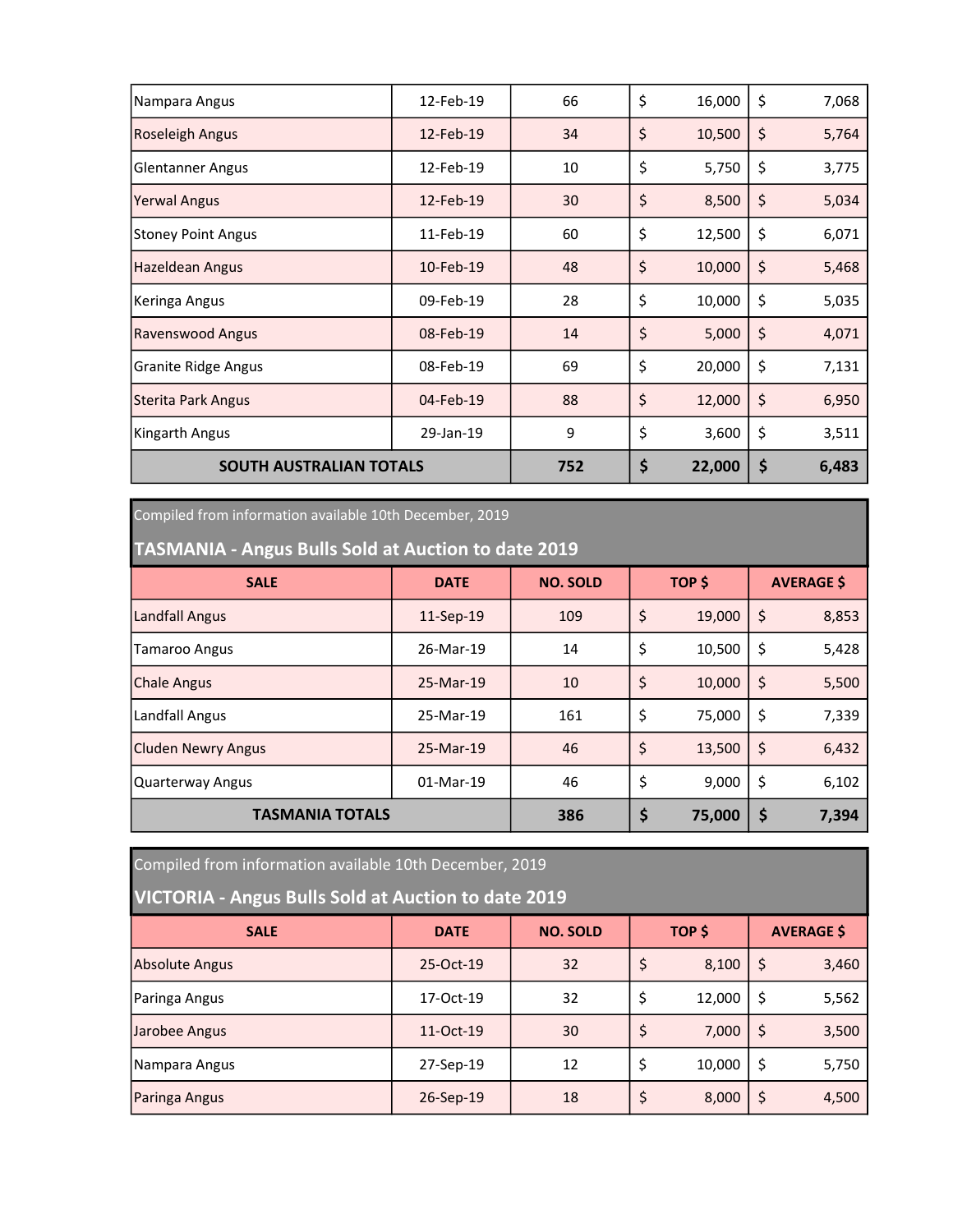| SALE | DATE | NO. SOLD | TOP $ | AVERAGE $ |
|---|---|---|---|---|
| Nampara Angus | 12-Feb-19 | 66 | $ 16,000 | $ 7,068 |
| Roseleigh Angus | 12-Feb-19 | 34 | $ 10,500 | $ 5,764 |
| Glentanner Angus | 12-Feb-19 | 10 | $ 5,750 | $ 3,775 |
| Yerwal Angus | 12-Feb-19 | 30 | $ 8,500 | $ 5,034 |
| Stoney Point Angus | 11-Feb-19 | 60 | $ 12,500 | $ 6,071 |
| Hazeldean Angus | 10-Feb-19 | 48 | $ 10,000 | $ 5,468 |
| Keringa Angus | 09-Feb-19 | 28 | $ 10,000 | $ 5,035 |
| Ravenswood Angus | 08-Feb-19 | 14 | $ 5,000 | $ 4,071 |
| Granite Ridge Angus | 08-Feb-19 | 69 | $ 20,000 | $ 7,131 |
| Sterita Park Angus | 04-Feb-19 | 88 | $ 12,000 | $ 6,950 |
| Kingarth Angus | 29-Jan-19 | 9 | $ 3,600 | $ 3,511 |
| **SOUTH AUSTRALIAN TOTALS** | | **752** | **$ 22,000** | **$ 6,483** |

Compiled from information available 10th December, 2019

## TASMANIA - Angus Bulls Sold at Auction to date 2019

| SALE | DATE | NO. SOLD | TOP $ | AVERAGE $ |
|---|---|---|---|---|
| Landfall Angus | 11-Sep-19 | 109 | $ 19,000 | $ 8,853 |
| Tamaroo Angus | 26-Mar-19 | 14 | $ 10,500 | $ 5,428 |
| Chale Angus | 25-Mar-19 | 10 | $ 10,000 | $ 5,500 |
| Landfall Angus | 25-Mar-19 | 161 | $ 75,000 | $ 7,339 |
| Cluden Newry Angus | 25-Mar-19 | 46 | $ 13,500 | $ 6,432 |
| Quarterway Angus | 01-Mar-19 | 46 | $ 9,000 | $ 6,102 |
| **TASMANIA TOTALS** | | **386** | **$ 75,000** | **$ 7,394** |

Compiled from information available 10th December, 2019

## VICTORIA - Angus Bulls Sold at Auction to date 2019

| SALE | DATE | NO. SOLD | TOP $ | AVERAGE $ |
|---|---|---|---|---|
| Absolute Angus | 25-Oct-19 | 32 | $ 8,100 | $ 3,460 |
| Paringa Angus | 17-Oct-19 | 32 | $ 12,000 | $ 5,562 |
| Jarobee Angus | 11-Oct-19 | 30 | $ 7,000 | $ 3,500 |
| Nampara Angus | 27-Sep-19 | 12 | $ 10,000 | $ 5,750 |
| Paringa Angus | 26-Sep-19 | 18 | $ 8,000 | $ 4,500 |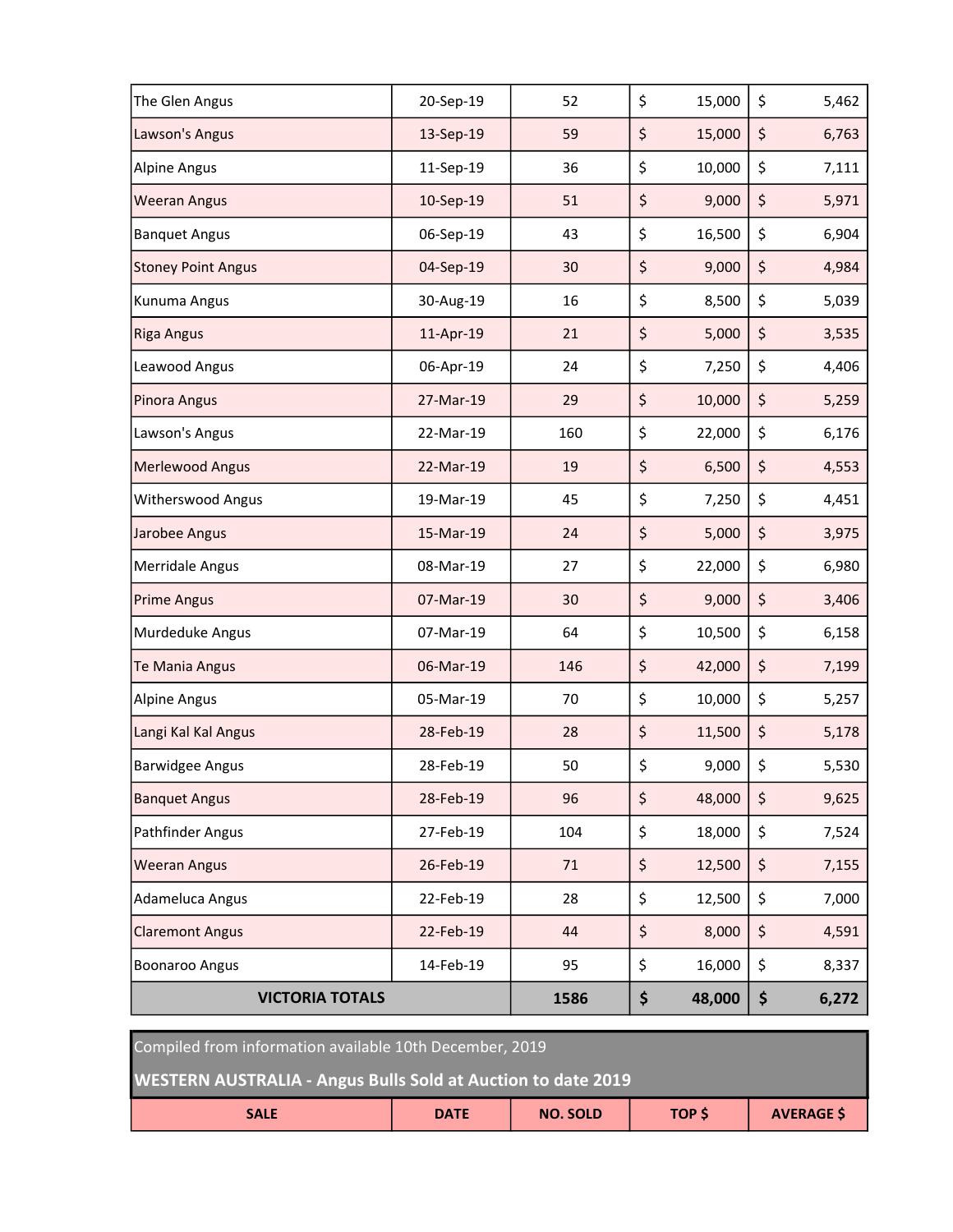| | | | | |
|---|---|---|---|---|
| The Glen Angus | 20-Sep-19 | 52 | $ 15,000 | $ 5,462 |
| Lawson's Angus | 13-Sep-19 | 59 | $ 15,000 | $ 6,763 |
| Alpine Angus | 11-Sep-19 | 36 | $ 10,000 | $ 7,111 |
| Weeran Angus | 10-Sep-19 | 51 | $ 9,000 | $ 5,971 |
| Banquet Angus | 06-Sep-19 | 43 | $ 16,500 | $ 6,904 |
| Stoney Point Angus | 04-Sep-19 | 30 | $ 9,000 | $ 4,984 |
| Kunuma Angus | 30-Aug-19 | 16 | $ 8,500 | $ 5,039 |
| Riga Angus | 11-Apr-19 | 21 | $ 5,000 | $ 3,535 |
| Leawood Angus | 06-Apr-19 | 24 | $ 7,250 | $ 4,406 |
| Pinora Angus | 27-Mar-19 | 29 | $ 10,000 | $ 5,259 |
| Lawson's Angus | 22-Mar-19 | 160 | $ 22,000 | $ 6,176 |
| Merlewood Angus | 22-Mar-19 | 19 | $ 6,500 | $ 4,553 |
| Witherswood Angus | 19-Mar-19 | 45 | $ 7,250 | $ 4,451 |
| Jarobee Angus | 15-Mar-19 | 24 | $ 5,000 | $ 3,975 |
| Merridale Angus | 08-Mar-19 | 27 | $ 22,000 | $ 6,980 |
| Prime Angus | 07-Mar-19 | 30 | $ 9,000 | $ 3,406 |
| Murdeduke Angus | 07-Mar-19 | 64 | $ 10,500 | $ 6,158 |
| Te Mania Angus | 06-Mar-19 | 146 | $ 42,000 | $ 7,199 |
| Alpine Angus | 05-Mar-19 | 70 | $ 10,000 | $ 5,257 |
| Langi Kal Kal Angus | 28-Feb-19 | 28 | $ 11,500 | $ 5,178 |
| Barwidgee Angus | 28-Feb-19 | 50 | $ 9,000 | $ 5,530 |
| Banquet Angus | 28-Feb-19 | 96 | $ 48,000 | $ 9,625 |
| Pathfinder Angus | 27-Feb-19 | 104 | $ 18,000 | $ 7,524 |
| Weeran Angus | 26-Feb-19 | 71 | $ 12,500 | $ 7,155 |
| Adameluca Angus | 22-Feb-19 | 28 | $ 12,500 | $ 7,000 |
| Claremont Angus | 22-Feb-19 | 44 | $ 8,000 | $ 4,591 |
| Boonaroo Angus | 14-Feb-19 | 95 | $ 16,000 | $ 8,337 |
| **VICTORIA TOTALS** | | **1586** | **$ 48,000** | **$ 6,272** |

Compiled from information available 10th December, 2019

**WESTERN AUSTRALIA - Angus Bulls Sold at Auction to date 2019**

| SALE | DATE | NO. SOLD | TOP $ | AVERAGE $ |
|---|---|---|---|---|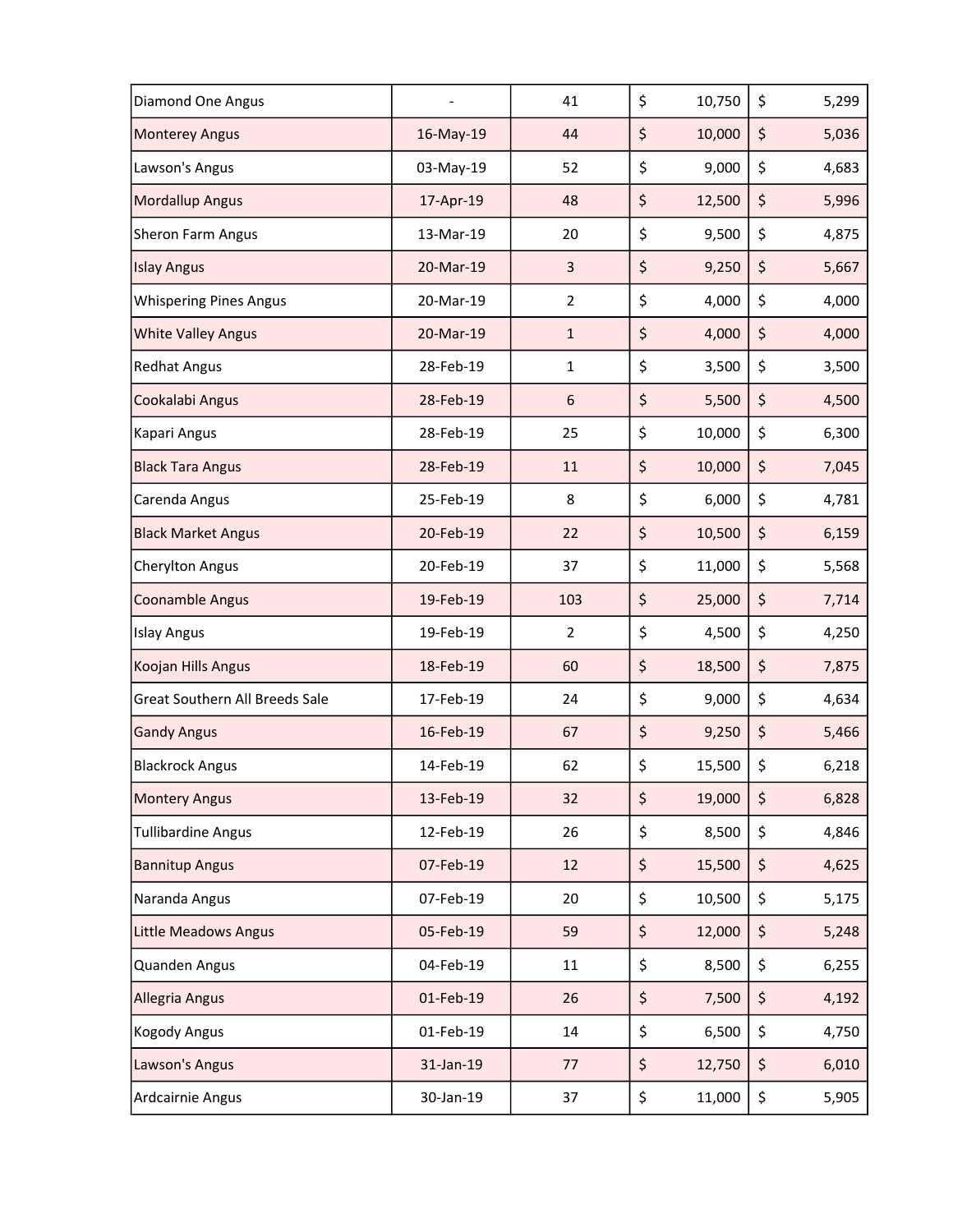| | | | | |
|---|---|---|---|---|
| Diamond One Angus | - | 41 | $ 10,750 | $ 5,299 |
| Monterey Angus | 16-May-19 | 44 | $ 10,000 | $ 5,036 |
| Lawson's Angus | 03-May-19 | 52 | $ 9,000 | $ 4,683 |
| Mordallup Angus | 17-Apr-19 | 48 | $ 12,500 | $ 5,996 |
| Sheron Farm Angus | 13-Mar-19 | 20 | $ 9,500 | $ 4,875 |
| Islay Angus | 20-Mar-19 | 3 | $ 9,250 | $ 5,667 |
| Whispering Pines Angus | 20-Mar-19 | 2 | $ 4,000 | $ 4,000 |
| White Valley Angus | 20-Mar-19 | 1 | $ 4,000 | $ 4,000 |
| Redhat Angus | 28-Feb-19 | 1 | $ 3,500 | $ 3,500 |
| Cookalabi Angus | 28-Feb-19 | 6 | $ 5,500 | $ 4,500 |
| Kapari Angus | 28-Feb-19 | 25 | $ 10,000 | $ 6,300 |
| Black Tara Angus | 28-Feb-19 | 11 | $ 10,000 | $ 7,045 |
| Carenda Angus | 25-Feb-19 | 8 | $ 6,000 | $ 4,781 |
| Black Market Angus | 20-Feb-19 | 22 | $ 10,500 | $ 6,159 |
| Cherylton Angus | 20-Feb-19 | 37 | $ 11,000 | $ 5,568 |
| Coonamble Angus | 19-Feb-19 | 103 | $ 25,000 | $ 7,714 |
| Islay Angus | 19-Feb-19 | 2 | $ 4,500 | $ 4,250 |
| Koojan Hills Angus | 18-Feb-19 | 60 | $ 18,500 | $ 7,875 |
| Great Southern All Breeds Sale | 17-Feb-19 | 24 | $ 9,000 | $ 4,634 |
| Gandy Angus | 16-Feb-19 | 67 | $ 9,250 | $ 5,466 |
| Blackrock Angus | 14-Feb-19 | 62 | $ 15,500 | $ 6,218 |
| Montery Angus | 13-Feb-19 | 32 | $ 19,000 | $ 6,828 |
| Tullibardine Angus | 12-Feb-19 | 26 | $ 8,500 | $ 4,846 |
| Bannitup Angus | 07-Feb-19 | 12 | $ 15,500 | $ 4,625 |
| Naranda Angus | 07-Feb-19 | 20 | $ 10,500 | $ 5,175 |
| Little Meadows Angus | 05-Feb-19 | 59 | $ 12,000 | $ 5,248 |
| Quanden Angus | 04-Feb-19 | 11 | $ 8,500 | $ 6,255 |
| Allegria Angus | 01-Feb-19 | 26 | $ 7,500 | $ 4,192 |
| Kogody Angus | 01-Feb-19 | 14 | $ 6,500 | $ 4,750 |
| Lawson's Angus | 31-Jan-19 | 77 | $ 12,750 | $ 6,010 |
| Ardcairnie Angus | 30-Jan-19 | 37 | $ 11,000 | $ 5,905 |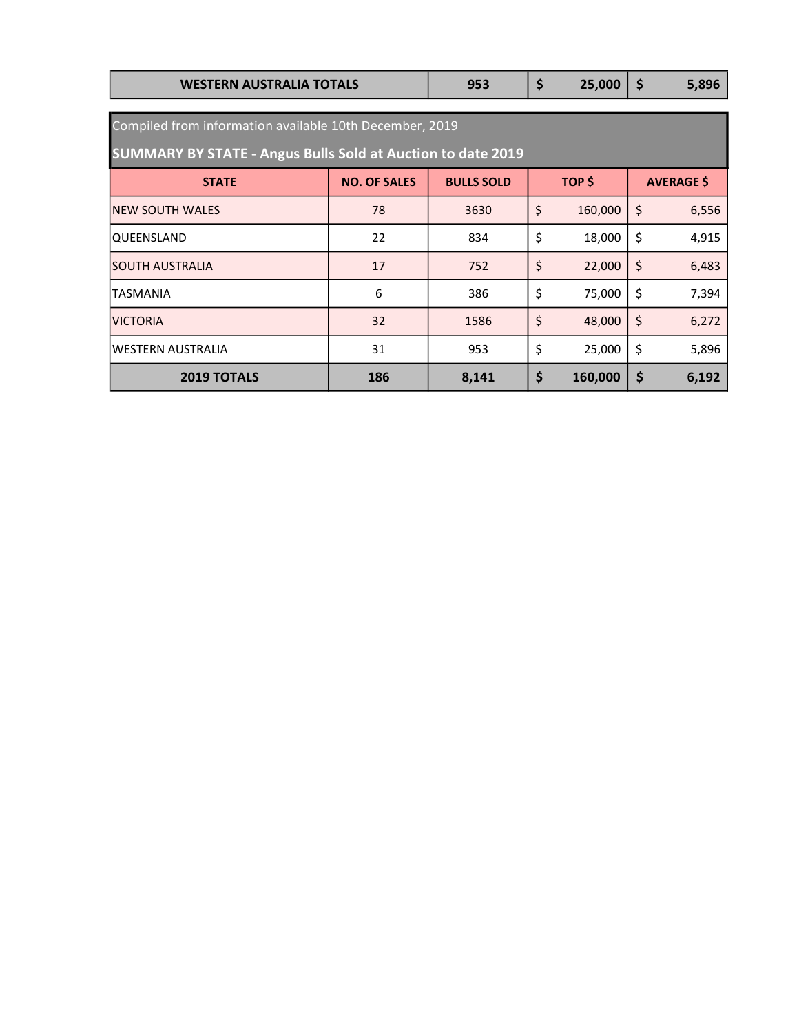| WESTERN AUSTRALIA TOTALS | 953 | $ 25,000 | $ 5,896 |
|---|---|---|---|

Compiled from information available 10th December, 2019

**SUMMARY BY STATE - Angus Bulls Sold at Auction to date 2019**

| STATE | NO. OF SALES | BULLS SOLD | TOP $ | AVERAGE $ |
|---|---|---|---|---|
| NEW SOUTH WALES | 78 | 3630 | $ 160,000 | $ 6,556 |
| QUEENSLAND | 22 | 834 | $ 18,000 | $ 4,915 |
| SOUTH AUSTRALIA | 17 | 752 | $ 22,000 | $ 6,483 |
| TASMANIA | 6 | 386 | $ 75,000 | $ 7,394 |
| VICTORIA | 32 | 1586 | $ 48,000 | $ 6,272 |
| WESTERN AUSTRALIA | 31 | 953 | $ 25,000 | $ 5,896 |
| **2019 TOTALS** | **186** | **8,141** | **$ 160,000** | **$ 6,192** |